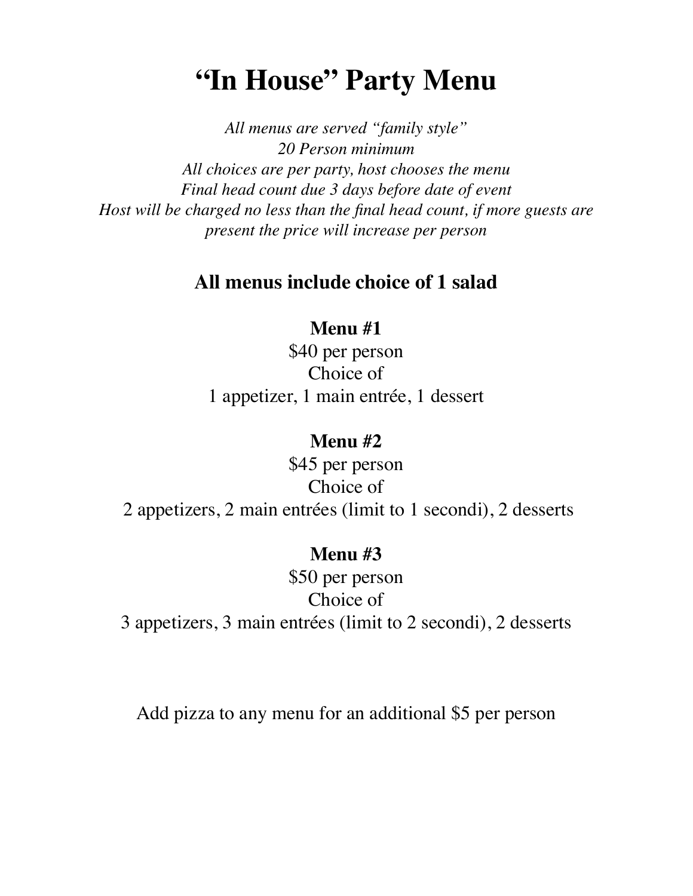# "In House" Party Menu

*All menus are served "family style"*
*20 Person minimum*
*All choices are per party, host chooses the menu*
*Final head count due 3 days before date of event*
*Host will be charged no less than the final head count, if more guests are present the price will increase per person*

## All menus include choice of 1 salad

**Menu #1**
$40 per person
Choice of
1 appetizer, 1 main entrée, 1 dessert

**Menu #2**
$45 per person
Choice of
2 appetizers, 2 main entrées (limit to 1 secondi), 2 desserts

**Menu #3**
$50 per person
Choice of
3 appetizers, 3 main entrées (limit to 2 secondi), 2 desserts

Add pizza to any menu for an additional $5 per person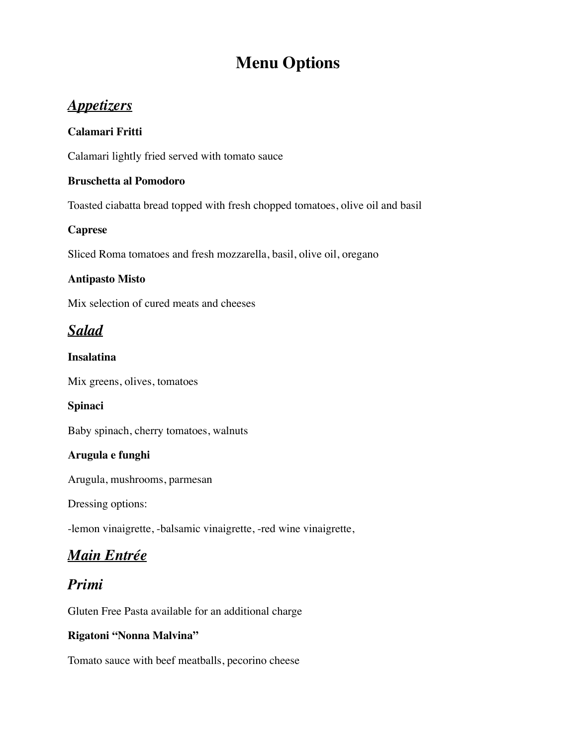# Menu Options

## ***Appetizers***

**Calamari Fritti**

Calamari lightly fried served with tomato sauce

**Bruschetta al Pomodoro**

Toasted ciabatta bread topped with fresh chopped tomatoes, olive oil and basil

**Caprese**

Sliced Roma tomatoes and fresh mozzarella, basil, olive oil, oregano

**Antipasto Misto**

Mix selection of cured meats and cheeses

## ***Salad***

**Insalatina**

Mix greens, olives, tomatoes

**Spinaci**

Baby spinach, cherry tomatoes, walnuts

**Arugula e funghi**

Arugula, mushrooms, parmesan

Dressing options:

-lemon vinaigrette, -balsamic vinaigrette, -red wine vinaigrette,

## ***Main Entrée***

## *Primi*

Gluten Free Pasta available for an additional charge

**Rigatoni "Nonna Malvina"**

Tomato sauce with beef meatballs, pecorino cheese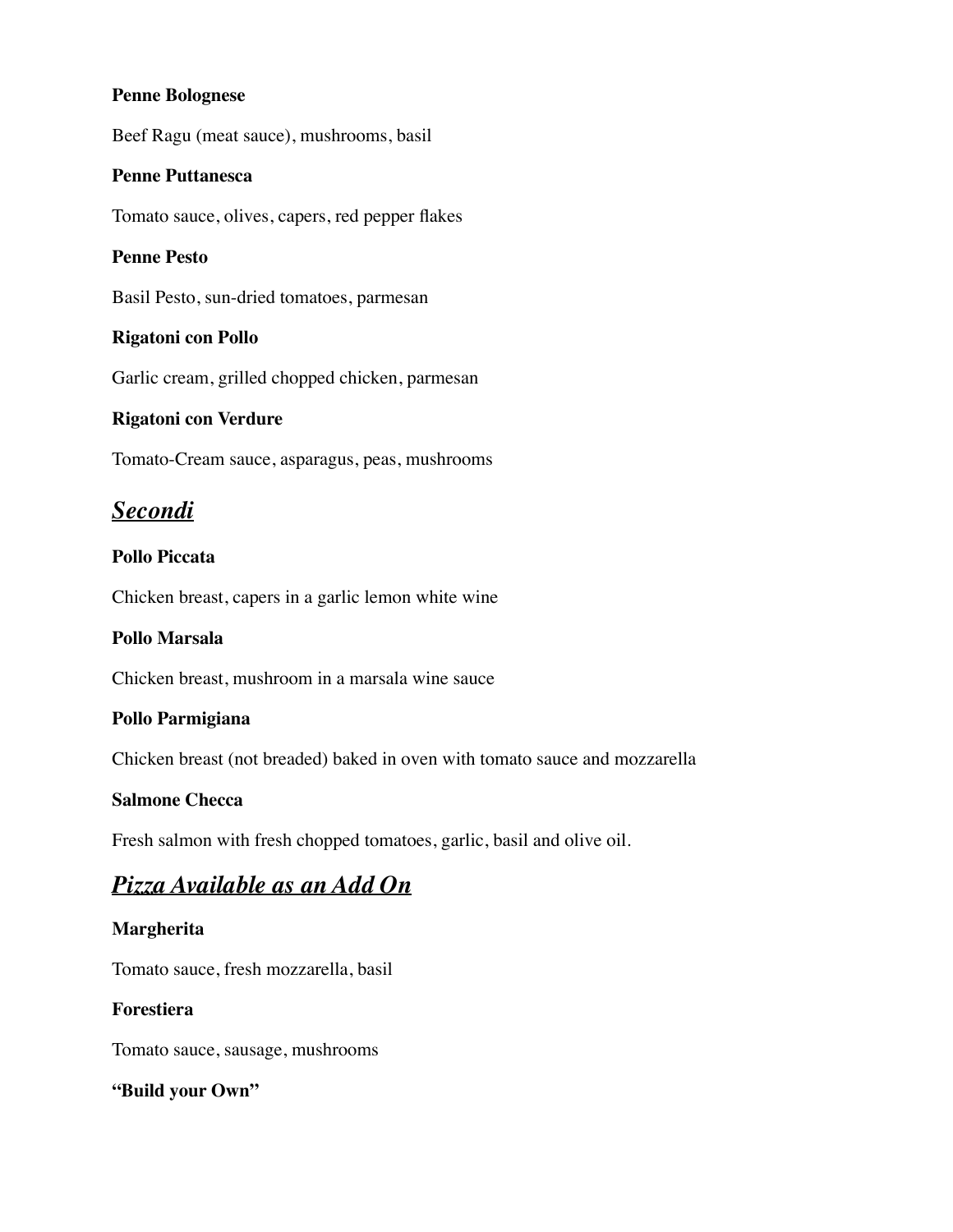**Penne Bolognese**

Beef Ragu (meat sauce), mushrooms, basil

**Penne Puttanesca**

Tomato sauce, olives, capers, red pepper flakes

**Penne Pesto**

Basil Pesto, sun-dried tomatoes, parmesan

**Rigatoni con Pollo**

Garlic cream, grilled chopped chicken, parmesan

**Rigatoni con Verdure**

Tomato-Cream sauce, asparagus, peas, mushrooms

## ***Secondi***

**Pollo Piccata**

Chicken breast, capers in a garlic lemon white wine

**Pollo Marsala**

Chicken breast, mushroom in a marsala wine sauce

**Pollo Parmigiana**

Chicken breast (not breaded) baked in oven with tomato sauce and mozzarella

**Salmone Checca**

Fresh salmon with fresh chopped tomatoes, garlic, basil and olive oil.

## ***Pizza Available as an Add On***

**Margherita**

Tomato sauce, fresh mozzarella, basil

**Forestiera**

Tomato sauce, sausage, mushrooms

**"Build your Own"**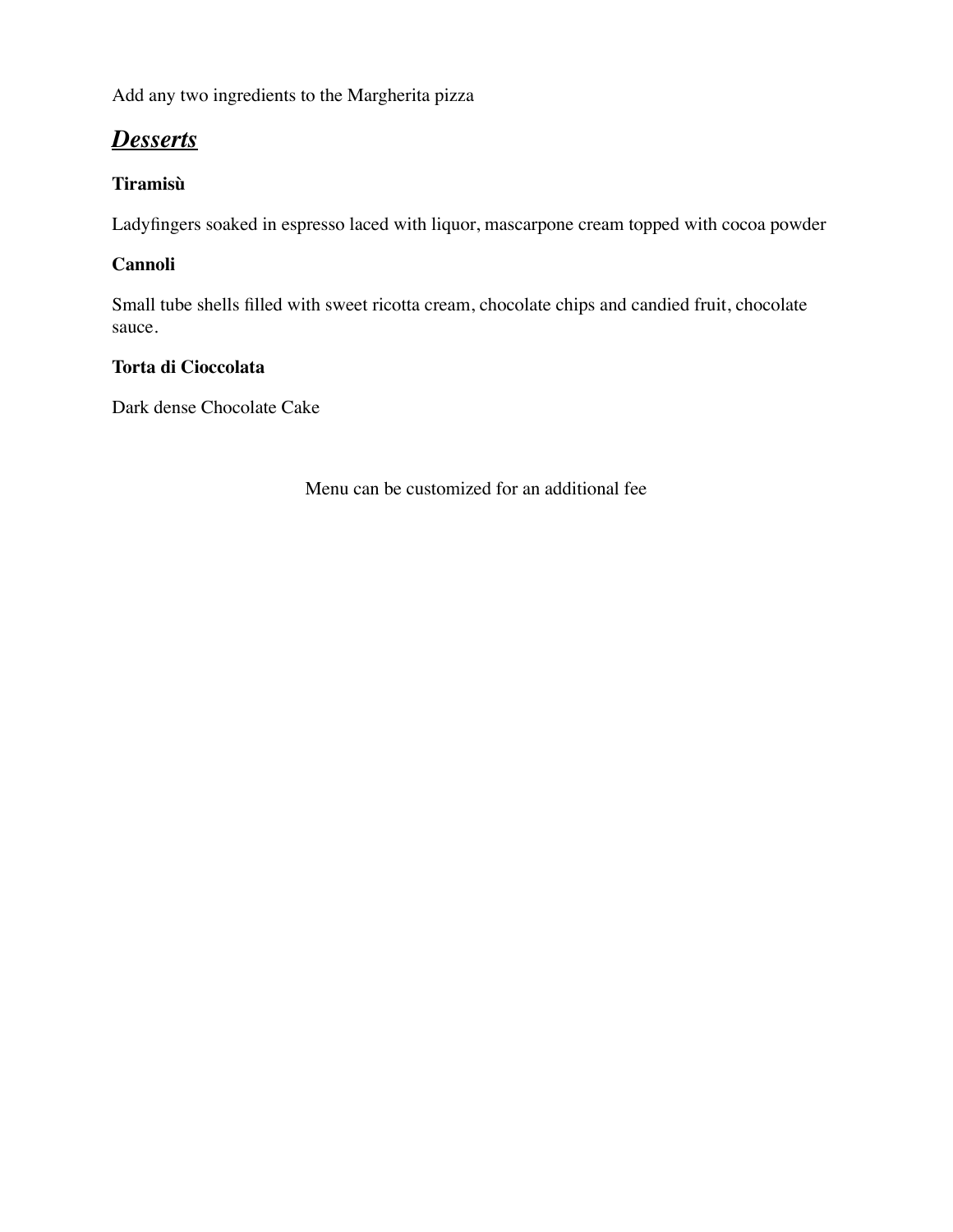Add any two ingredients to the Margherita pizza

## ***Desserts***

**Tiramisù**

Ladyfingers soaked in espresso laced with liquor, mascarpone cream topped with cocoa powder

**Cannoli**

Small tube shells filled with sweet ricotta cream, chocolate chips and candied fruit, chocolate sauce.

**Torta di Cioccolata**

Dark dense Chocolate Cake

Menu can be customized for an additional fee